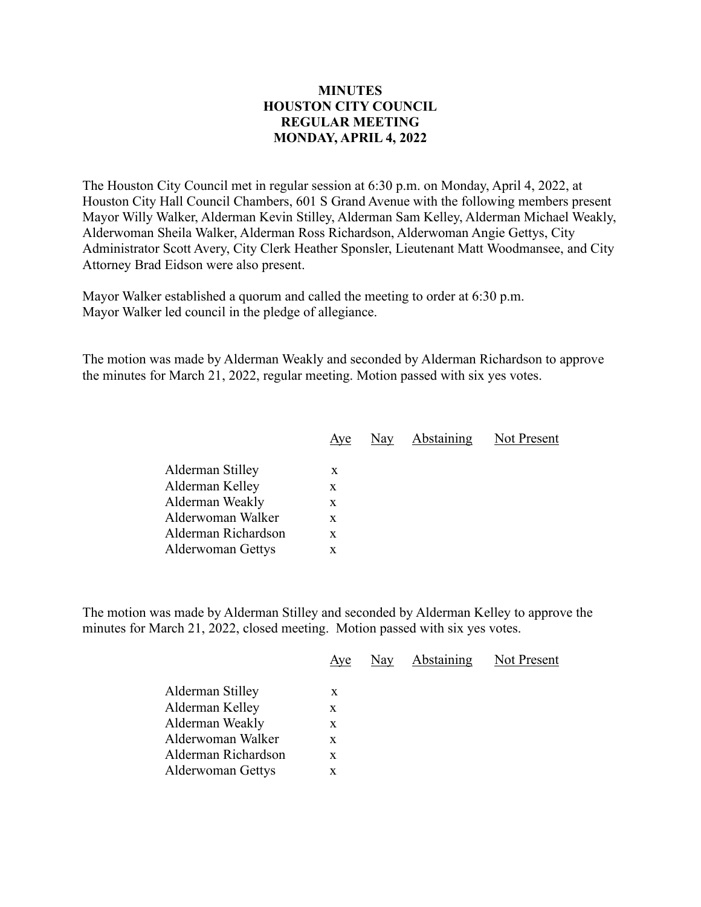# MINUTES
# HOUSTON CITY COUNCIL
# REGULAR MEETING
# MONDAY, APRIL 4, 2022

The Houston City Council met in regular session at 6:30 p.m. on Monday, April 4, 2022, at Houston City Hall Council Chambers, 601 S Grand Avenue with the following members present Mayor Willy Walker, Alderman Kevin Stilley, Alderman Sam Kelley, Alderman Michael Weakly, Alderwoman Sheila Walker, Alderman Ross Richardson, Alderwoman Angie Gettys, City Administrator Scott Avery, City Clerk Heather Sponsler, Lieutenant Matt Woodmansee, and City Attorney Brad Eidson were also present.

Mayor Walker established a quorum and called the meeting to order at 6:30 p.m.
Mayor Walker led council in the pledge of allegiance.

The motion was made by Alderman Weakly and seconded by Alderman Richardson to approve the minutes for March 21, 2022, regular meeting. Motion passed with six yes votes.

| | Aye | Nay | Abstaining | Not Present |
|---|---|---|---|---|
| Alderman Stilley | x | | | |
| Alderman Kelley | x | | | |
| Alderman Weakly | x | | | |
| Alderwoman Walker | x | | | |
| Alderman Richardson | x | | | |
| Alderwoman Gettys | x | | | |

The motion was made by Alderman Stilley and seconded by Alderman Kelley to approve the minutes for March 21, 2022, closed meeting. Motion passed with six yes votes.

| | Aye | Nay | Abstaining | Not Present |
|---|---|---|---|---|
| Alderman Stilley | x | | | |
| Alderman Kelley | x | | | |
| Alderman Weakly | x | | | |
| Alderwoman Walker | x | | | |
| Alderman Richardson | x | | | |
| Alderwoman Gettys | x | | | |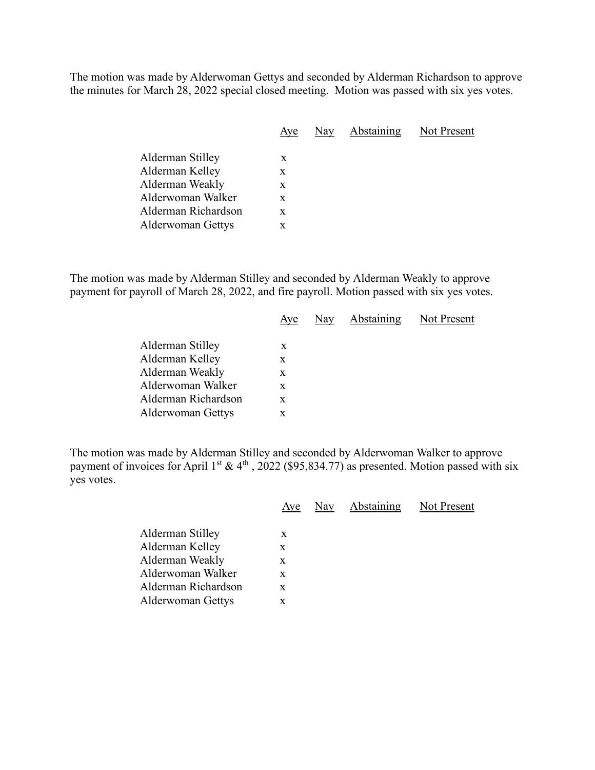The motion was made by Alderwoman Gettys and seconded by Alderman Richardson to approve the minutes for March 28, 2022 special closed meeting. Motion was passed with six yes votes.

| | Aye | Nay | Abstaining | Not Present |
|---|---|---|---|---|
| Alderman Stilley | x | | | |
| Alderman Kelley | x | | | |
| Alderman Weakly | x | | | |
| Alderwoman Walker | x | | | |
| Alderman Richardson | x | | | |
| Alderwoman Gettys | x | | | |

The motion was made by Alderman Stilley and seconded by Alderman Weakly to approve payment for payroll of March 28, 2022, and fire payroll. Motion passed with six yes votes.

| | Aye | Nay | Abstaining | Not Present |
|---|---|---|---|---|
| Alderman Stilley | x | | | |
| Alderman Kelley | x | | | |
| Alderman Weakly | x | | | |
| Alderwoman Walker | x | | | |
| Alderman Richardson | x | | | |
| Alderwoman Gettys | x | | | |

The motion was made by Alderman Stilley and seconded by Alderwoman Walker to approve payment of invoices for April 1st & 4th , 2022 ($95,834.77) as presented. Motion passed with six yes votes.

| | Aye | Nay | Abstaining | Not Present |
|---|---|---|---|---|
| Alderman Stilley | x | | | |
| Alderman Kelley | x | | | |
| Alderman Weakly | x | | | |
| Alderwoman Walker | x | | | |
| Alderman Richardson | x | | | |
| Alderwoman Gettys | x | | | |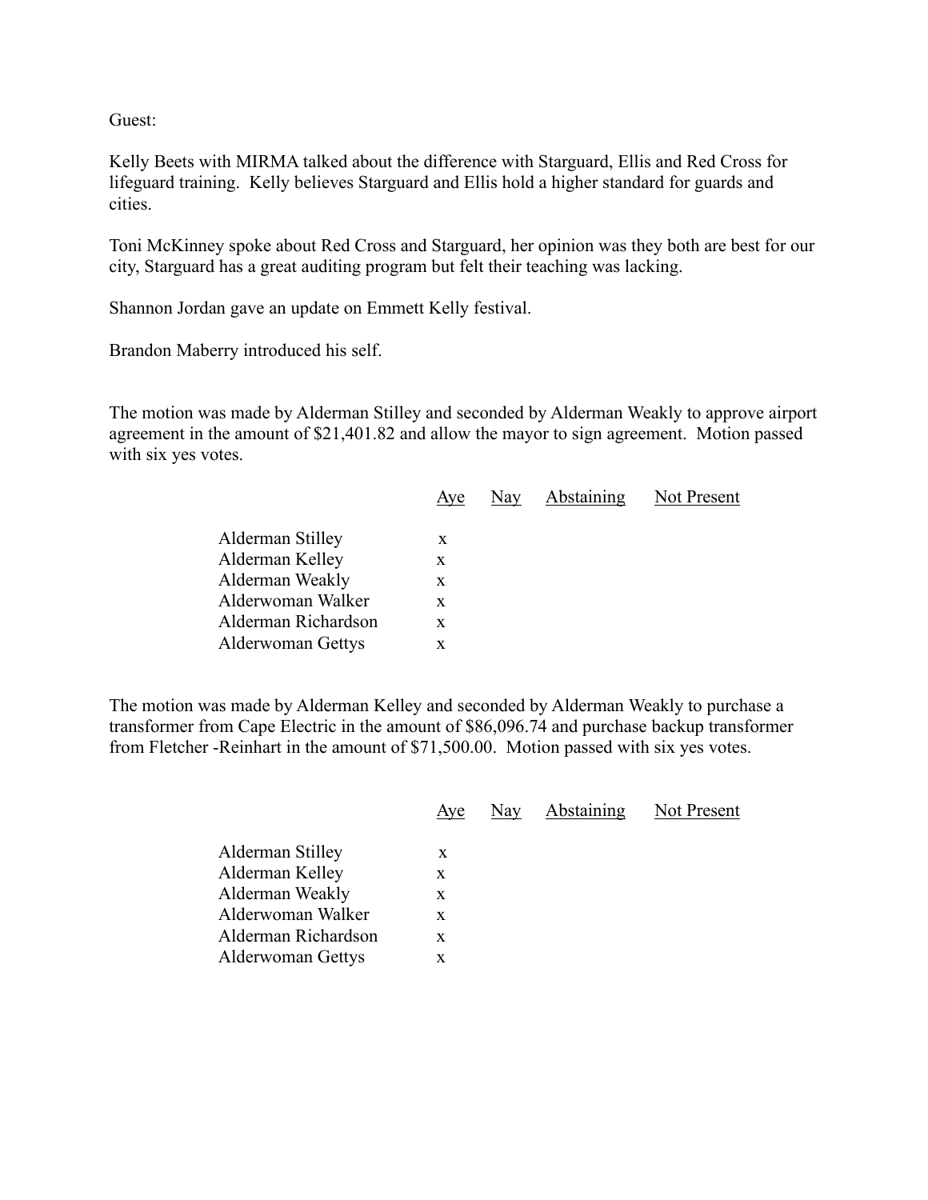Guest:

Kelly Beets with MIRMA talked about the difference with Starguard, Ellis and Red Cross for lifeguard training. Kelly believes Starguard and Ellis hold a higher standard for guards and cities.

Toni McKinney spoke about Red Cross and Starguard, her opinion was they both are best for our city, Starguard has a great auditing program but felt their teaching was lacking.

Shannon Jordan gave an update on Emmett Kelly festival.

Brandon Maberry introduced his self.

The motion was made by Alderman Stilley and seconded by Alderman Weakly to approve airport agreement in the amount of $21,401.82 and allow the mayor to sign agreement. Motion passed with six yes votes.

| | Aye | Nay | Abstaining | Not Present |
|---|---|---|---|---|
| Alderman Stilley | x | | | |
| Alderman Kelley | x | | | |
| Alderman Weakly | x | | | |
| Alderwoman Walker | x | | | |
| Alderman Richardson | x | | | |
| Alderwoman Gettys | x | | | |

The motion was made by Alderman Kelley and seconded by Alderman Weakly to purchase a transformer from Cape Electric in the amount of $86,096.74 and purchase backup transformer from Fletcher -Reinhart in the amount of $71,500.00. Motion passed with six yes votes.

| | Aye | Nay | Abstaining | Not Present |
|---|---|---|---|---|
| Alderman Stilley | x | | | |
| Alderman Kelley | x | | | |
| Alderman Weakly | x | | | |
| Alderwoman Walker | x | | | |
| Alderman Richardson | x | | | |
| Alderwoman Gettys | x | | | |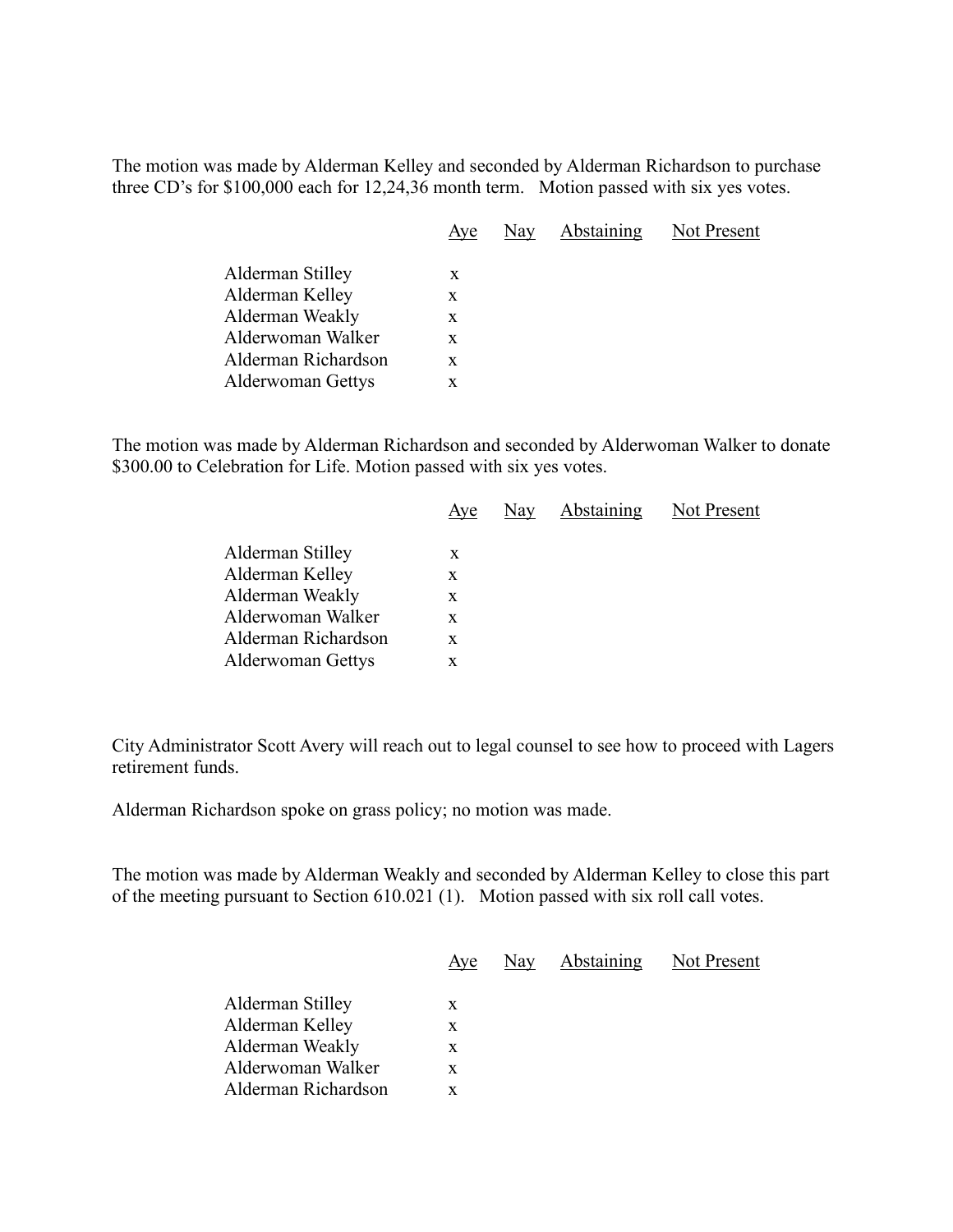The motion was made by Alderman Kelley and seconded by Alderman Richardson to purchase three CD's for $100,000 each for 12,24,36 month term. Motion passed with six yes votes.

| | Aye | Nay | Abstaining | Not Present |
|---|---|---|---|---|
| Alderman Stilley | x | | | |
| Alderman Kelley | x | | | |
| Alderman Weakly | x | | | |
| Alderwoman Walker | x | | | |
| Alderman Richardson | x | | | |
| Alderwoman Gettys | x | | | |

The motion was made by Alderman Richardson and seconded by Alderwoman Walker to donate $300.00 to Celebration for Life. Motion passed with six yes votes.

| | Aye | Nay | Abstaining | Not Present |
|---|---|---|---|---|
| Alderman Stilley | x | | | |
| Alderman Kelley | x | | | |
| Alderman Weakly | x | | | |
| Alderwoman Walker | x | | | |
| Alderman Richardson | x | | | |
| Alderwoman Gettys | x | | | |

City Administrator Scott Avery will reach out to legal counsel to see how to proceed with Lagers retirement funds.

Alderman Richardson spoke on grass policy; no motion was made.

The motion was made by Alderman Weakly and seconded by Alderman Kelley to close this part of the meeting pursuant to Section 610.021 (1). Motion passed with six roll call votes.

| | Aye | Nay | Abstaining | Not Present |
|---|---|---|---|---|
| Alderman Stilley | x | | | |
| Alderman Kelley | x | | | |
| Alderman Weakly | x | | | |
| Alderwoman Walker | x | | | |
| Alderman Richardson | x | | | |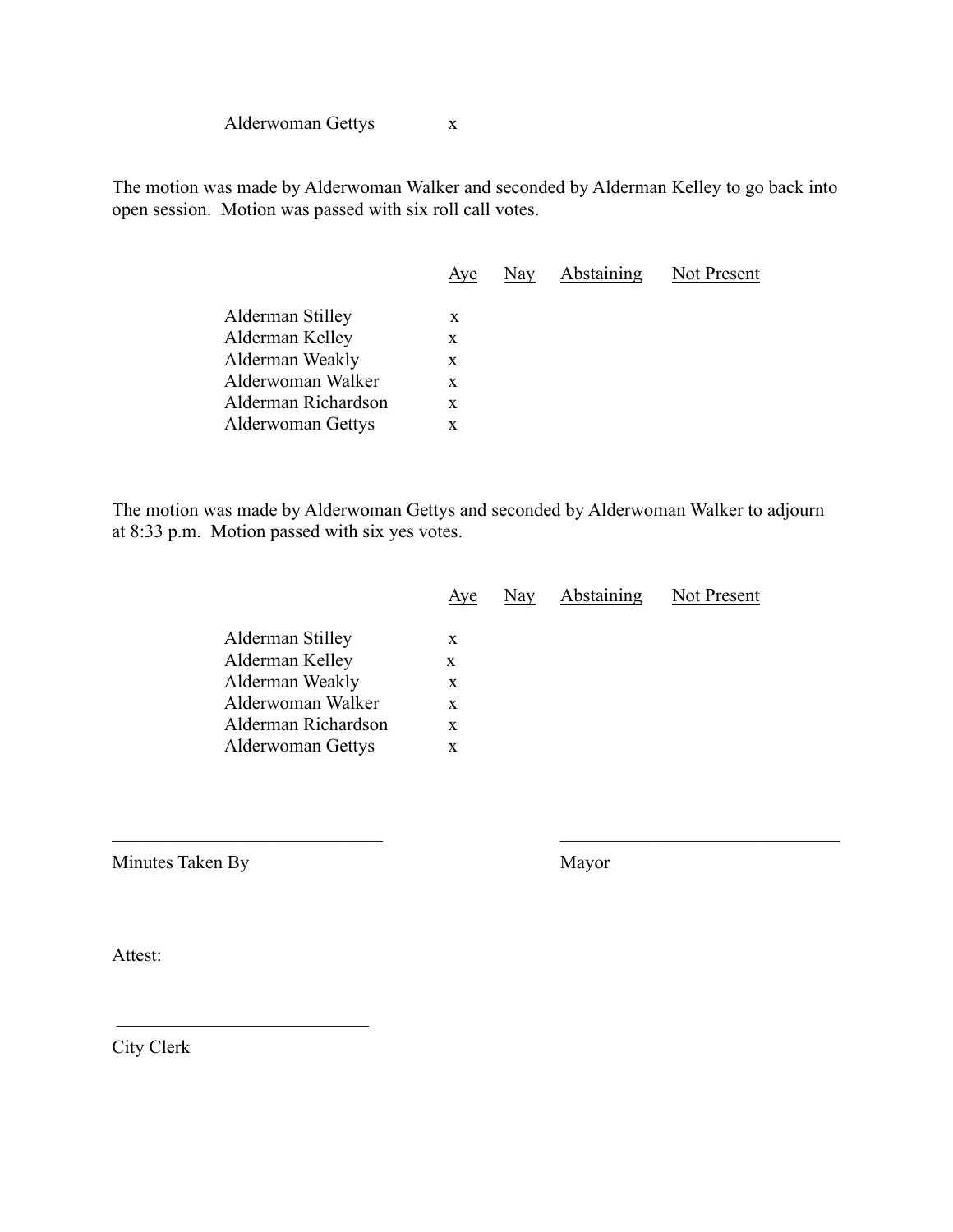| | Aye | Nay | Abstaining | Not Present |
|---|---|---|---|---|
| Alderwoman Gettys | x | | | |

The motion was made by Alderwoman Walker and seconded by Alderman Kelley to go back into open session. Motion was passed with six roll call votes.

| | Aye | Nay | Abstaining | Not Present |
|---|---|---|---|---|
| Alderman Stilley | x | | | |
| Alderman Kelley | x | | | |
| Alderman Weakly | x | | | |
| Alderwoman Walker | x | | | |
| Alderman Richardson | x | | | |
| Alderwoman Gettys | x | | | |

The motion was made by Alderwoman Gettys and seconded by Alderwoman Walker to adjourn at 8:33 p.m. Motion passed with six yes votes.

| | Aye | Nay | Abstaining | Not Present |
|---|---|---|---|---|
| Alderman Stilley | x | | | |
| Alderman Kelley | x | | | |
| Alderman Weakly | x | | | |
| Alderwoman Walker | x | | | |
| Alderman Richardson | x | | | |
| Alderwoman Gettys | x | | | |

______________________________ ______________________________

Minutes Taken By Mayor

Attest:

______________________________

City Clerk